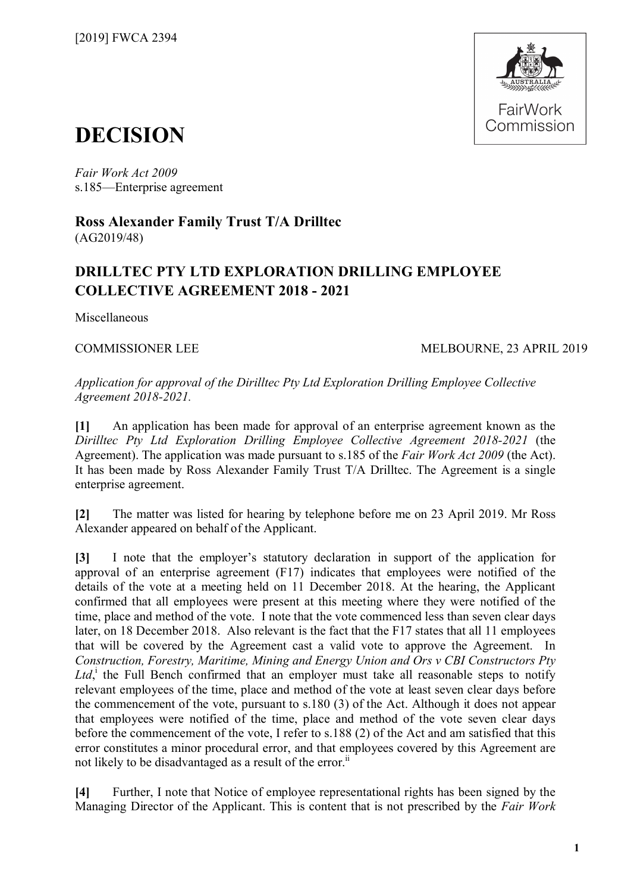[2019] FWCA 2394

FairWork Commission

# DECISION

*Fair Work Act 2009*
s.185—Enterprise agreement

**Ross Alexander Family Trust T/A Drilltec**
(AG2019/48)

## DRILLTEC PTY LTD EXPLORATION DRILLING EMPLOYEE COLLECTIVE AGREEMENT 2018 - 2021

Miscellaneous

COMMISSIONER LEE MELBOURNE, 23 APRIL 2019

*Application for approval of the Dirilltec Pty Ltd Exploration Drilling Employee Collective Agreement 2018-2021.*

**[1]** An application has been made for approval of an enterprise agreement known as the *Dirilltec Pty Ltd Exploration Drilling Employee Collective Agreement 2018-2021* (the Agreement). The application was made pursuant to s.185 of the *Fair Work Act 2009* (the Act). It has been made by Ross Alexander Family Trust T/A Drilltec. The Agreement is a single enterprise agreement.

**[2]** The matter was listed for hearing by telephone before me on 23 April 2019. Mr Ross Alexander appeared on behalf of the Applicant.

**[3]** I note that the employer's statutory declaration in support of the application for approval of an enterprise agreement (F17) indicates that employees were notified of the details of the vote at a meeting held on 11 December 2018. At the hearing, the Applicant confirmed that all employees were present at this meeting where they were notified of the time, place and method of the vote. I note that the vote commenced less than seven clear days later, on 18 December 2018. Also relevant is the fact that the F17 states that all 11 employees that will be covered by the Agreement cast a valid vote to approve the Agreement. In *Construction, Forestry, Maritime, Mining and Energy Union and Ors v CBI Constructors Pty Ltd*,[i] the Full Bench confirmed that an employer must take all reasonable steps to notify relevant employees of the time, place and method of the vote at least seven clear days before the commencement of the vote, pursuant to s.180 (3) of the Act. Although it does not appear that employees were notified of the time, place and method of the vote seven clear days before the commencement of the vote, I refer to s.188 (2) of the Act and am satisfied that this error constitutes a minor procedural error, and that employees covered by this Agreement are not likely to be disadvantaged as a result of the error.[ii]

**[4]** Further, I note that Notice of employee representational rights has been signed by the Managing Director of the Applicant. This is content that is not prescribed by the *Fair Work*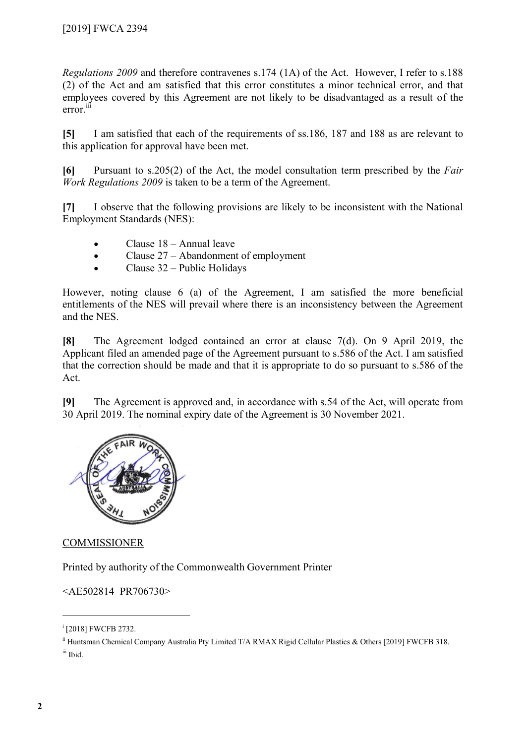*Regulations 2009* and therefore contravenes s.174 (1A) of the Act. However, I refer to s.188 (2) of the Act and am satisfied that this error constitutes a minor technical error, and that employees covered by this Agreement are not likely to be disadvantaged as a result of the error.[iii]

**[5]** I am satisfied that each of the requirements of ss.186, 187 and 188 as are relevant to this application for approval have been met.

**[6]** Pursuant to s.205(2) of the Act, the model consultation term prescribed by the *Fair Work Regulations 2009* is taken to be a term of the Agreement.

**[7]** I observe that the following provisions are likely to be inconsistent with the National Employment Standards (NES):

- Clause 18 – Annual leave
- Clause 27 – Abandonment of employment
- Clause 32 – Public Holidays

However, noting clause 6 (a) of the Agreement, I am satisfied the more beneficial entitlements of the NES will prevail where there is an inconsistency between the Agreement and the NES.

**[8]** The Agreement lodged contained an error at clause 7(d). On 9 April 2019, the Applicant filed an amended page of the Agreement pursuant to s.586 of the Act. I am satisfied that the correction should be made and that it is appropriate to do so pursuant to s.586 of the Act.

**[9]** The Agreement is approved and, in accordance with s.54 of the Act, will operate from 30 April 2019. The nominal expiry date of the Agreement is 30 November 2021.

THE SEAL OF THE FAIR WORK COMMISSION

COMMISSIONER

Printed by authority of the Commonwealth Government Printer

<AE502814 PR706730>

---

[i] [2018] FWCFB 2732.

[ii] Huntsman Chemical Company Australia Pty Limited T/A RMAX Rigid Cellular Plastics & Others [2019] FWCFB 318.

[iii] Ibid.